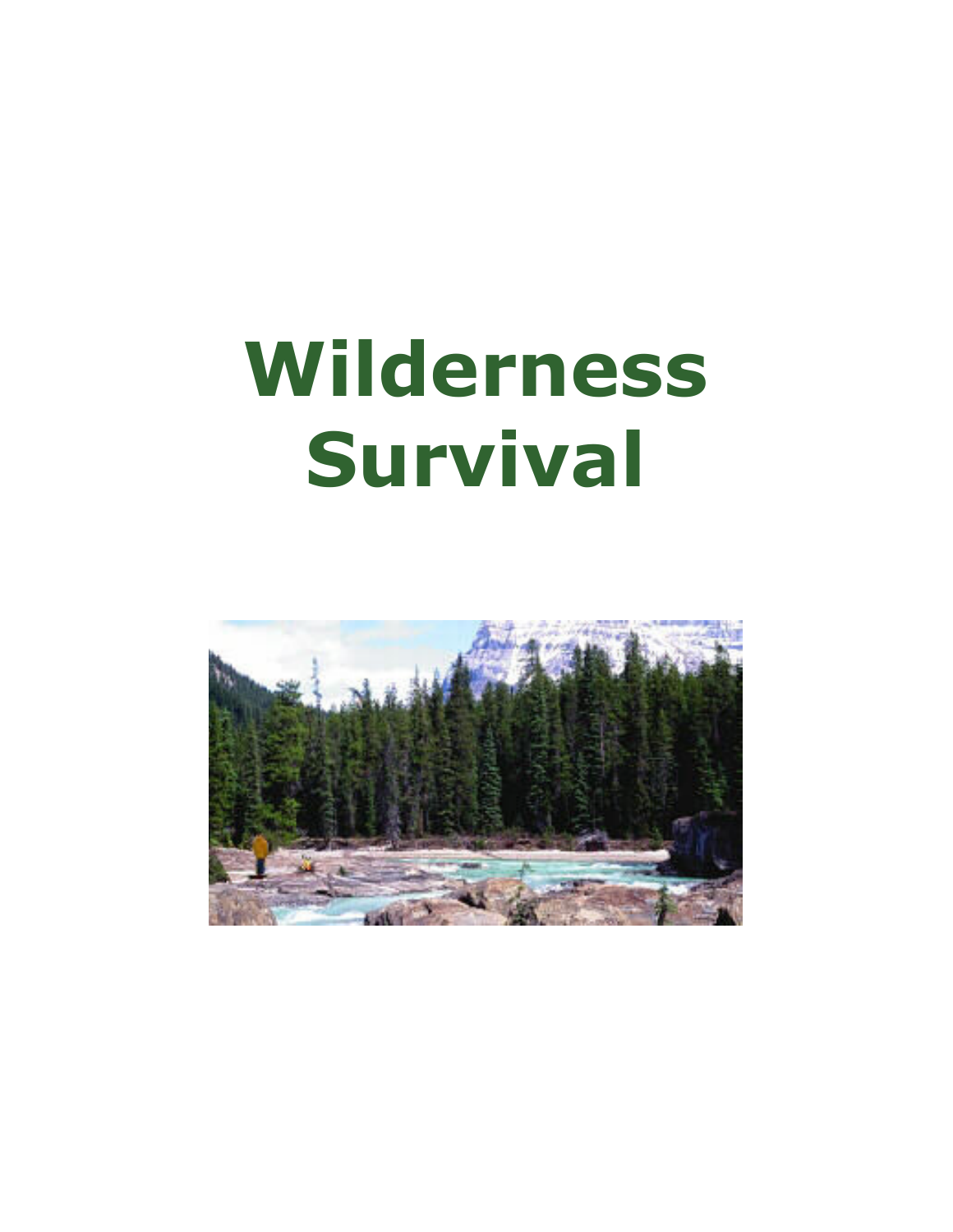# Wilderness Survival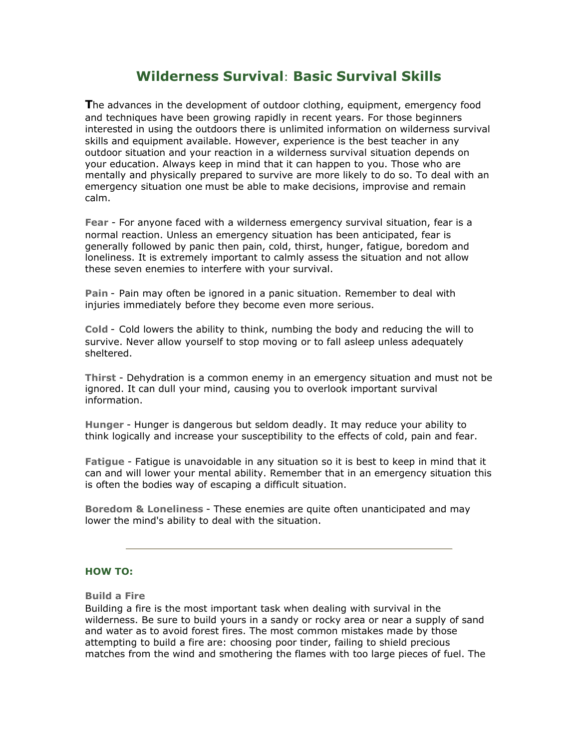# Wilderness Survival: Basic Survival Skills

**T**he advances in the development of outdoor clothing, equipment, emergency food and techniques have been growing rapidly in recent years. For those beginners interested in using the outdoors there is unlimited information on wilderness survival skills and equipment available. However, experience is the best teacher in any outdoor situation and your reaction in a wilderness survival situation depends on your education. Always keep in mind that it can happen to you. Those who are mentally and physically prepared to survive are more likely to do so. To deal with an emergency situation one must be able to make decisions, improvise and remain calm.

**Fear** - For anyone faced with a wilderness emergency survival situation, fear is a normal reaction. Unless an emergency situation has been anticipated, fear is generally followed by panic then pain, cold, thirst, hunger, fatigue, boredom and loneliness. It is extremely important to calmly assess the situation and not allow these seven enemies to interfere with your survival.

**Pain** - Pain may often be ignored in a panic situation. Remember to deal with injuries immediately before they become even more serious.

**Cold** - Cold lowers the ability to think, numbing the body and reducing the will to survive. Never allow yourself to stop moving or to fall asleep unless adequately sheltered.

**Thirst** - Dehydration is a common enemy in an emergency situation and must not be ignored. It can dull your mind, causing you to overlook important survival information.

**Hunger** - Hunger is dangerous but seldom deadly. It may reduce your ability to think logically and increase your susceptibility to the effects of cold, pain and fear.

**Fatigue** - Fatigue is unavoidable in any situation so it is best to keep in mind that it can and will lower your mental ability. Remember that in an emergency situation this is often the bodies way of escaping a difficult situation.

**Boredom & Loneliness** - These enemies are quite often unanticipated and may lower the mind's ability to deal with the situation.

---

## HOW TO:

### Build a Fire

Building a fire is the most important task when dealing with survival in the wilderness. Be sure to build yours in a sandy or rocky area or near a supply of sand and water as to avoid forest fires. The most common mistakes made by those attempting to build a fire are: choosing poor tinder, failing to shield precious matches from the wind and smothering the flames with too large pieces of fuel. The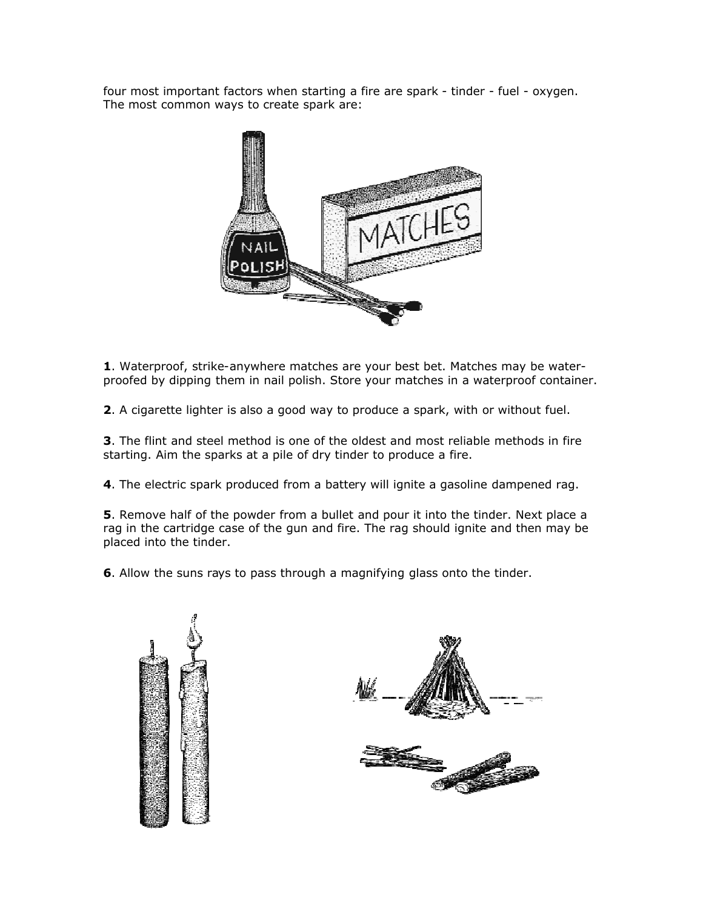four most important factors when starting a fire are spark - tinder - fuel - oxygen. The most common ways to create spark are:

**1**. Waterproof, strike-anywhere matches are your best bet. Matches may be water-proofed by dipping them in nail polish. Store your matches in a waterproof container.

**2**. A cigarette lighter is also a good way to produce a spark, with or without fuel.

**3**. The flint and steel method is one of the oldest and most reliable methods in fire starting. Aim the sparks at a pile of dry tinder to produce a fire.

**4**. The electric spark produced from a battery will ignite a gasoline dampened rag.

**5**. Remove half of the powder from a bullet and pour it into the tinder. Next place a rag in the cartridge case of the gun and fire. The rag should ignite and then may be placed into the tinder.

**6**. Allow the suns rays to pass through a magnifying glass onto the tinder.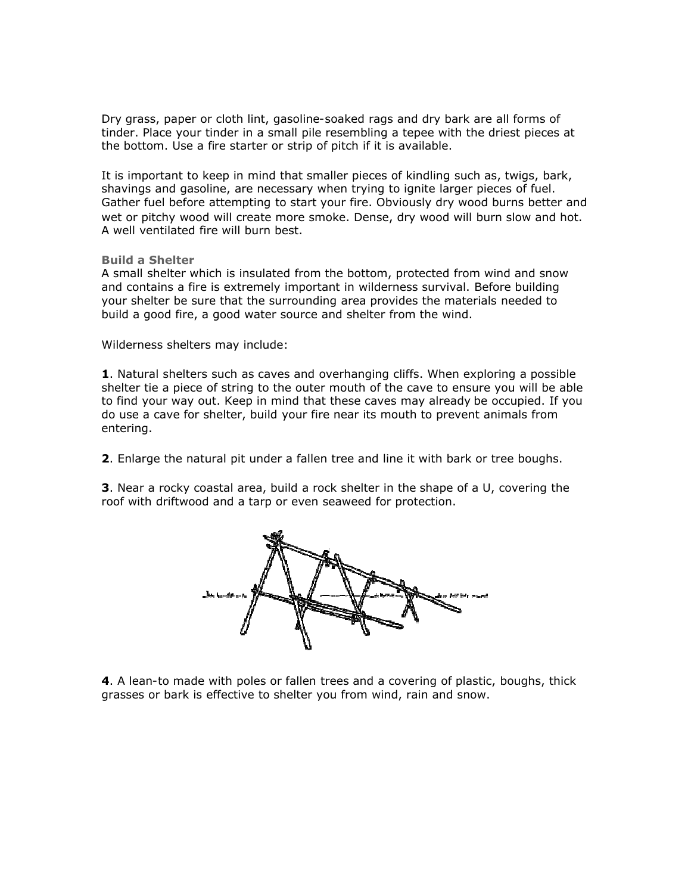Dry grass, paper or cloth lint, gasoline-soaked rags and dry bark are all forms of tinder. Place your tinder in a small pile resembling a tepee with the driest pieces at the bottom. Use a fire starter or strip of pitch if it is available.

It is important to keep in mind that smaller pieces of kindling such as, twigs, bark, shavings and gasoline, are necessary when trying to ignite larger pieces of fuel. Gather fuel before attempting to start your fire. Obviously dry wood burns better and wet or pitchy wood will create more smoke. Dense, dry wood will burn slow and hot. A well ventilated fire will burn best.

**Build a Shelter**

A small shelter which is insulated from the bottom, protected from wind and snow and contains a fire is extremely important in wilderness survival. Before building your shelter be sure that the surrounding area provides the materials needed to build a good fire, a good water source and shelter from the wind.

Wilderness shelters may include:

**1**. Natural shelters such as caves and overhanging cliffs. When exploring a possible shelter tie a piece of string to the outer mouth of the cave to ensure you will be able to find your way out. Keep in mind that these caves may already be occupied. If you do use a cave for shelter, build your fire near its mouth to prevent animals from entering.

**2**. Enlarge the natural pit under a fallen tree and line it with bark or tree boughs.

**3**. Near a rocky coastal area, build a rock shelter in the shape of a U, covering the roof with driftwood and a tarp or even seaweed for protection.

**4**. A lean-to made with poles or fallen trees and a covering of plastic, boughs, thick grasses or bark is effective to shelter you from wind, rain and snow.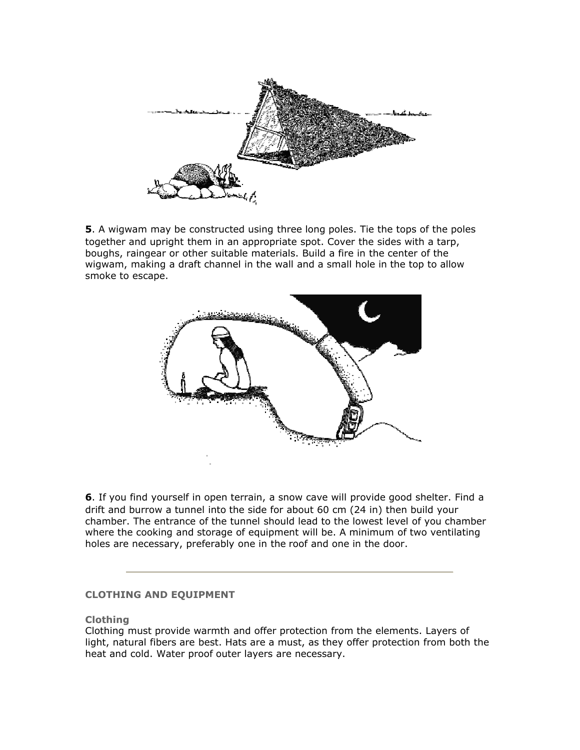**5**. A wigwam may be constructed using three long poles. Tie the tops of the poles together and upright them in an appropriate spot. Cover the sides with a tarp, boughs, raingear or other suitable materials. Build a fire in the center of the wigwam, making a draft channel in the wall and a small hole in the top to allow smoke to escape.

**6**. If you find yourself in open terrain, a snow cave will provide good shelter. Find a drift and burrow a tunnel into the side for about 60 cm (24 in) then build your chamber. The entrance of the tunnel should lead to the lowest level of you chamber where the cooking and storage of equipment will be. A minimum of two ventilating holes are necessary, preferably one in the roof and one in the door.

---

### CLOTHING AND EQUIPMENT

#### Clothing

Clothing must provide warmth and offer protection from the elements. Layers of light, natural fibers are best. Hats are a must, as they offer protection from both the heat and cold. Water proof outer layers are necessary.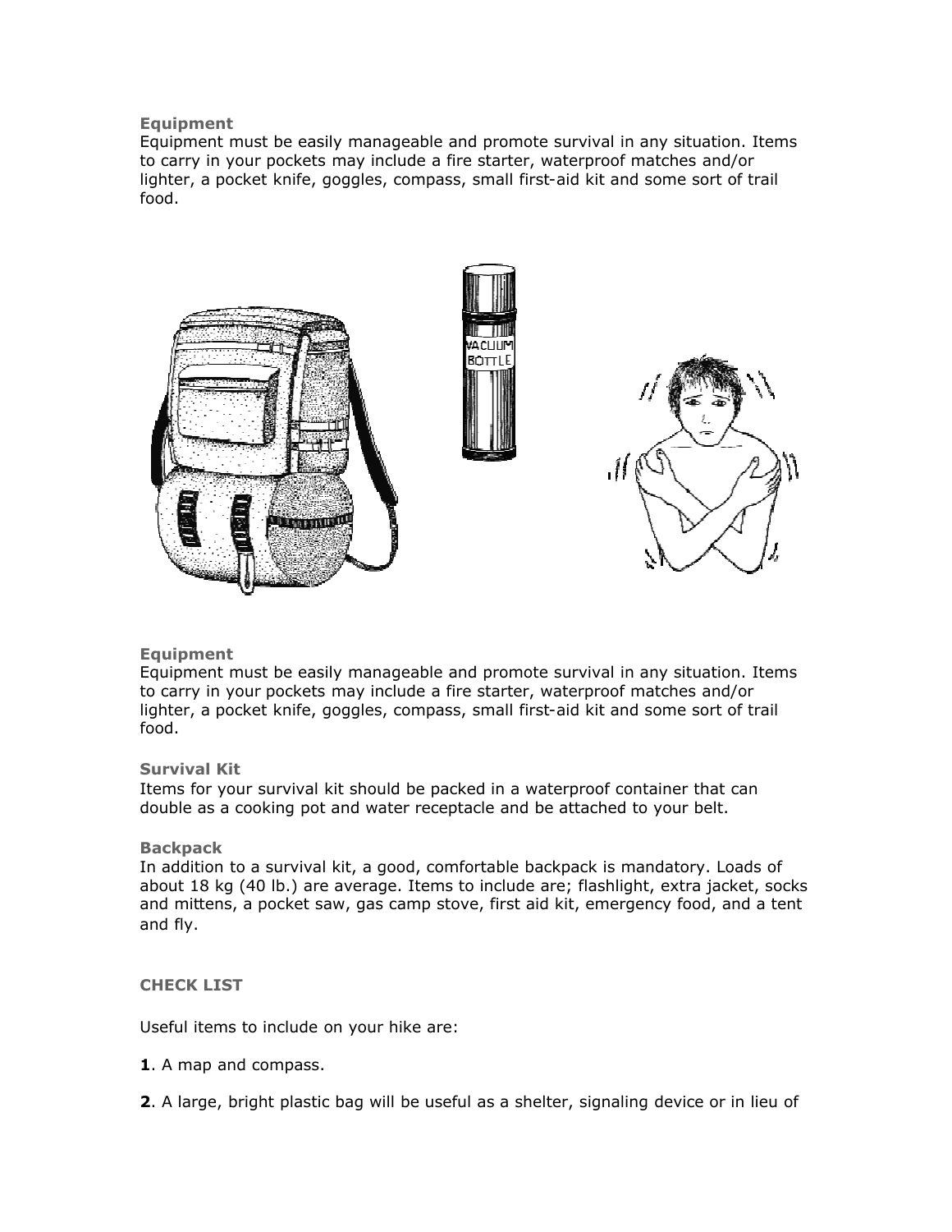### Equipment

Equipment must be easily manageable and promote survival in any situation. Items to carry in your pockets may include a fire starter, waterproof matches and/or lighter, a pocket knife, goggles, compass, small first-aid kit and some sort of trail food.

### Equipment

Equipment must be easily manageable and promote survival in any situation. Items to carry in your pockets may include a fire starter, waterproof matches and/or lighter, a pocket knife, goggles, compass, small first-aid kit and some sort of trail food.

### Survival Kit

Items for your survival kit should be packed in a waterproof container that can double as a cooking pot and water receptacle and be attached to your belt.

### Backpack

In addition to a survival kit, a good, comfortable backpack is mandatory. Loads of about 18 kg (40 lb.) are average. Items to include are; flashlight, extra jacket, socks and mittens, a pocket saw, gas camp stove, first aid kit, emergency food, and a tent and fly.

### CHECK LIST

Useful items to include on your hike are:

**1**. A map and compass.

**2**. A large, bright plastic bag will be useful as a shelter, signaling device or in lieu of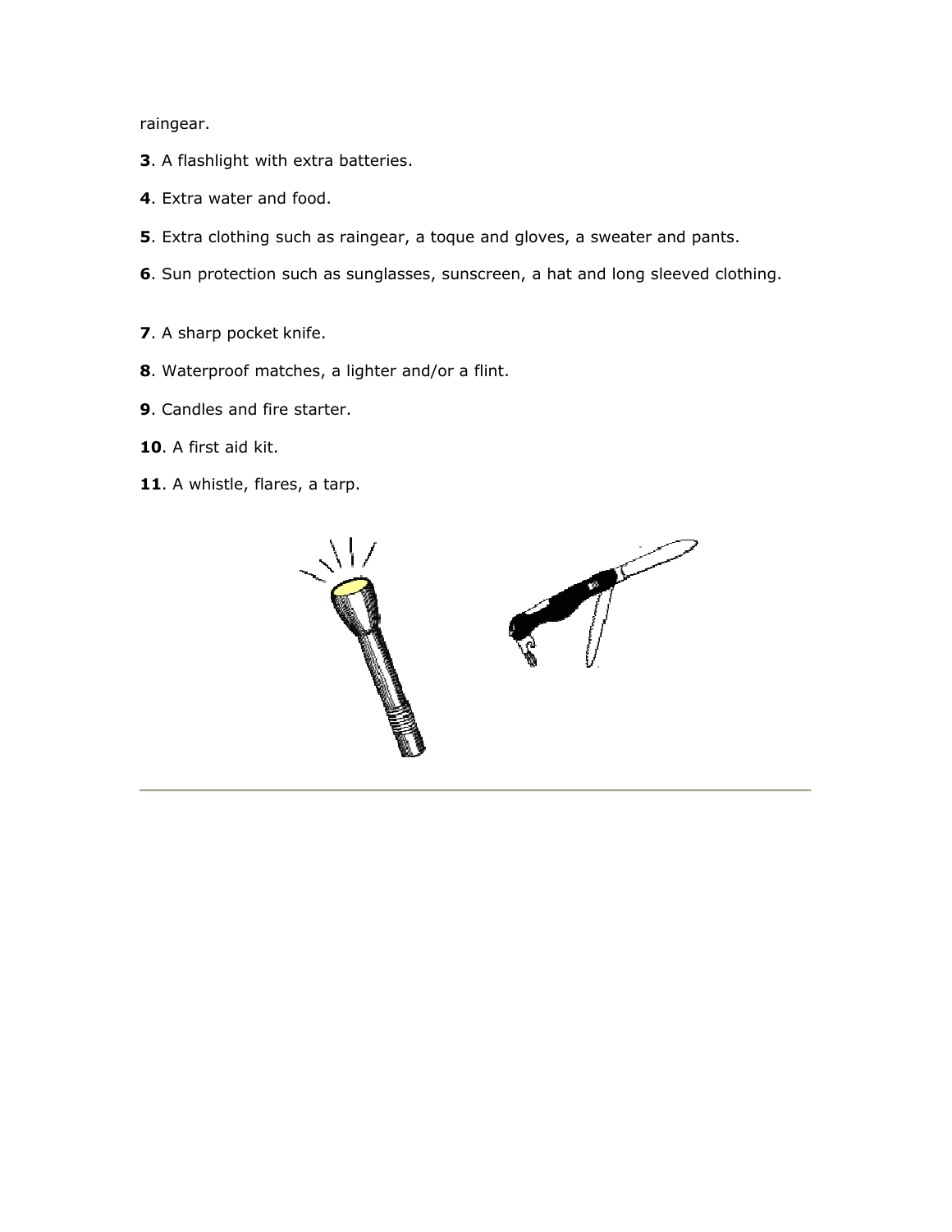raingear.

**3**. A flashlight with extra batteries.

**4**. Extra water and food.

**5**. Extra clothing such as raingear, a toque and gloves, a sweater and pants.

**6**. Sun protection such as sunglasses, sunscreen, a hat and long sleeved clothing.

**7**. A sharp pocket knife.

**8**. Waterproof matches, a lighter and/or a flint.

**9**. Candles and fire starter.

**10**. A first aid kit.

**11**. A whistle, flares, a tarp.

---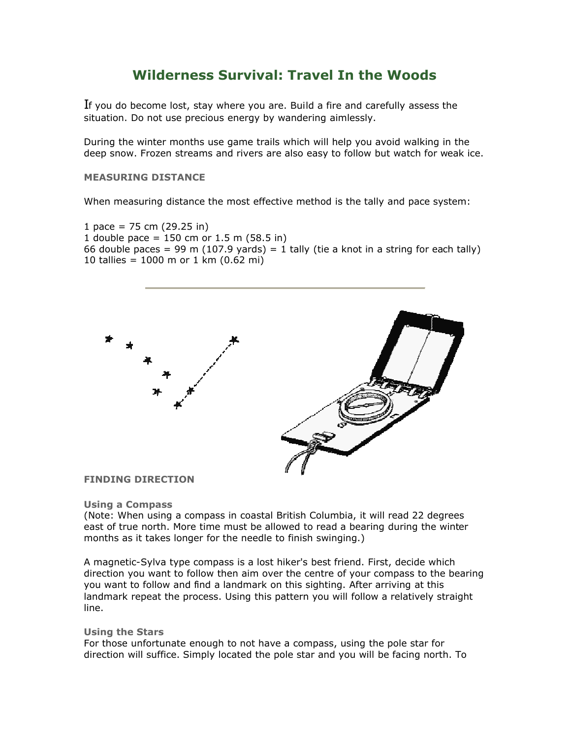# Wilderness Survival: Travel In the Woods

If you do become lost, stay where you are. Build a fire and carefully assess the situation. Do not use precious energy by wandering aimlessly.

During the winter months use game trails which will help you avoid walking in the deep snow. Frozen streams and rivers are also easy to follow but watch for weak ice.

**MEASURING DISTANCE**

When measuring distance the most effective method is the tally and pace system:

1 pace = 75 cm (29.25 in)
1 double pace = 150 cm or 1.5 m (58.5 in)
66 double paces = 99 m (107.9 yards) = 1 tally (tie a knot in a string for each tally)
10 tallies = 1000 m or 1 km (0.62 mi)

---

**FINDING DIRECTION**

**Using a Compass**
(Note: When using a compass in coastal British Columbia, it will read 22 degrees east of true north. More time must be allowed to read a bearing during the winter months as it takes longer for the needle to finish swinging.)

A magnetic-Sylva type compass is a lost hiker's best friend. First, decide which direction you want to follow then aim over the centre of your compass to the bearing you want to follow and find a landmark on this sighting. After arriving at this landmark repeat the process. Using this pattern you will follow a relatively straight line.

**Using the Stars**
For those unfortunate enough to not have a compass, using the pole star for direction will suffice. Simply located the pole star and you will be facing north. To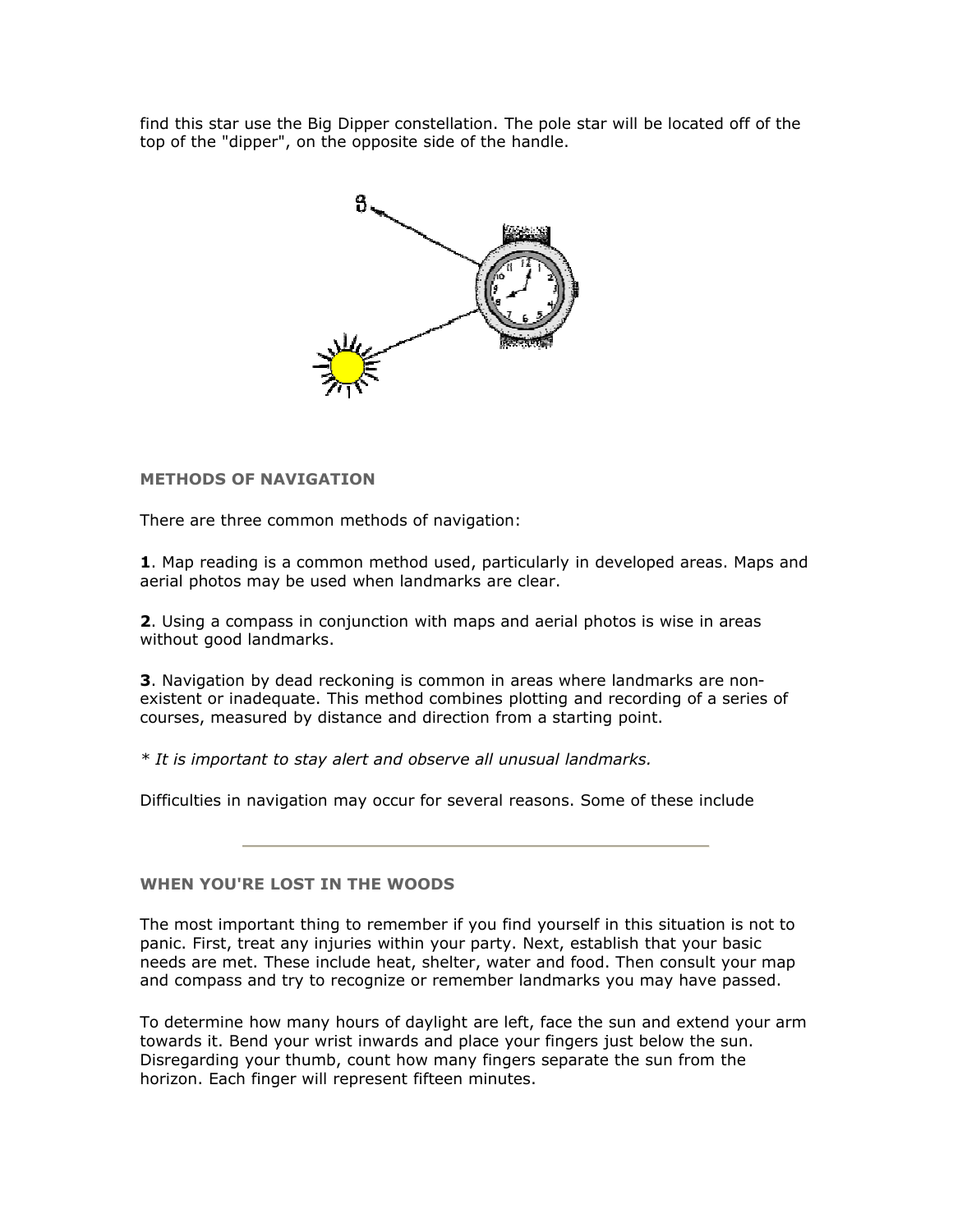find this star use the Big Dipper constellation. The pole star will be located off of the top of the "dipper", on the opposite side of the handle.

### METHODS OF NAVIGATION

There are three common methods of navigation:

**1**. Map reading is a common method used, particularly in developed areas. Maps and aerial photos may be used when landmarks are clear.

**2**. Using a compass in conjunction with maps and aerial photos is wise in areas without good landmarks.

**3**. Navigation by dead reckoning is common in areas where landmarks are non-existent or inadequate. This method combines plotting and recording of a series of courses, measured by distance and direction from a starting point.

*\* It is important to stay alert and observe all unusual landmarks.*

Difficulties in navigation may occur for several reasons. Some of these include

---

### WHEN YOU'RE LOST IN THE WOODS

The most important thing to remember if you find yourself in this situation is not to panic. First, treat any injuries within your party. Next, establish that your basic needs are met. These include heat, shelter, water and food. Then consult your map and compass and try to recognize or remember landmarks you may have passed.

To determine how many hours of daylight are left, face the sun and extend your arm towards it. Bend your wrist inwards and place your fingers just below the sun. Disregarding your thumb, count how many fingers separate the sun from the horizon. Each finger will represent fifteen minutes.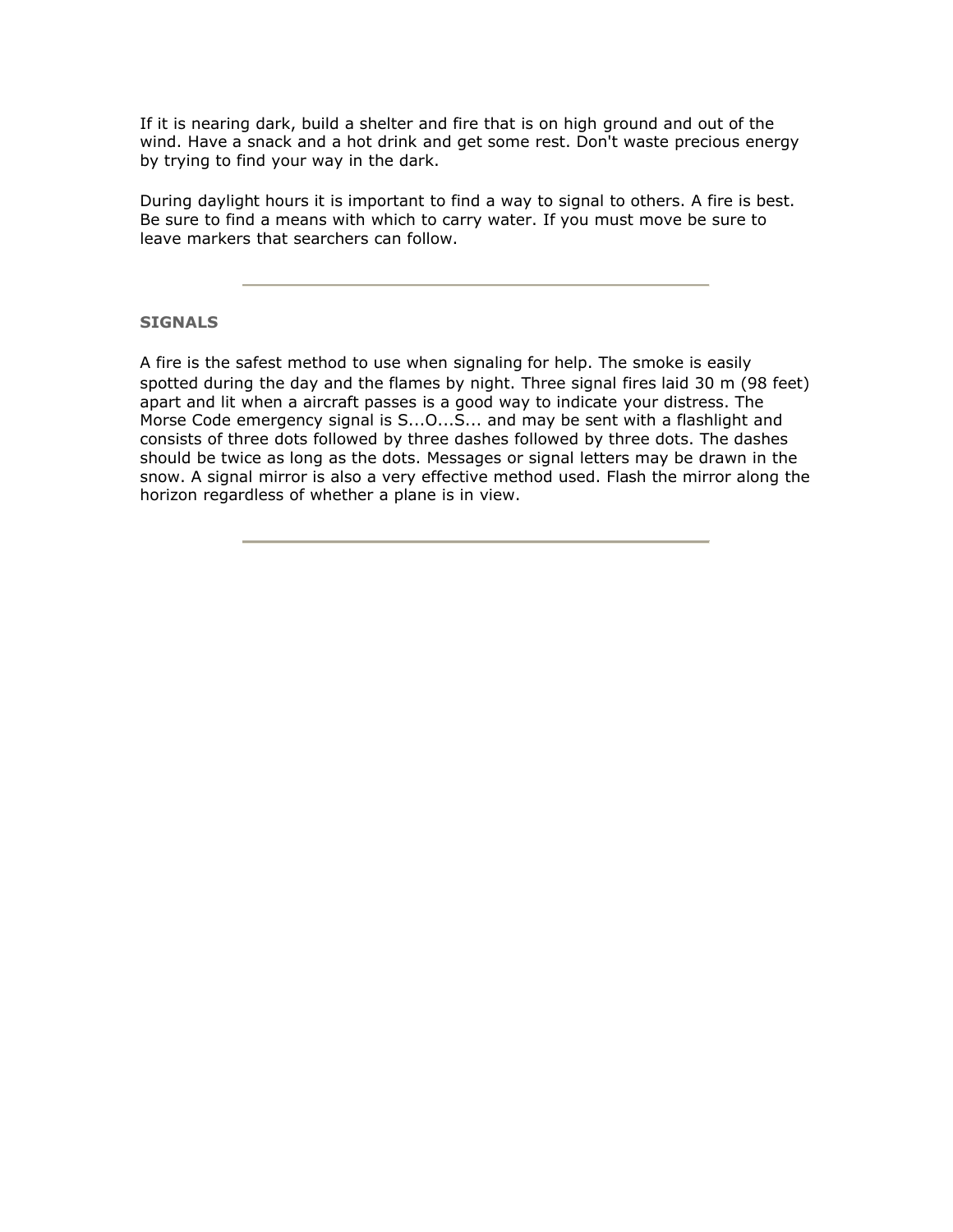If it is nearing dark, build a shelter and fire that is on high ground and out of the wind. Have a snack and a hot drink and get some rest. Don't waste precious energy by trying to find your way in the dark.

During daylight hours it is important to find a way to signal to others. A fire is best. Be sure to find a means with which to carry water. If you must move be sure to leave markers that searchers can follow.

---

### SIGNALS

A fire is the safest method to use when signaling for help. The smoke is easily spotted during the day and the flames by night. Three signal fires laid 30 m (98 feet) apart and lit when a aircraft passes is a good way to indicate your distress. The Morse Code emergency signal is S...O...S... and may be sent with a flashlight and consists of three dots followed by three dashes followed by three dots. The dashes should be twice as long as the dots. Messages or signal letters may be drawn in the snow. A signal mirror is also a very effective method used. Flash the mirror along the horizon regardless of whether a plane is in view.

---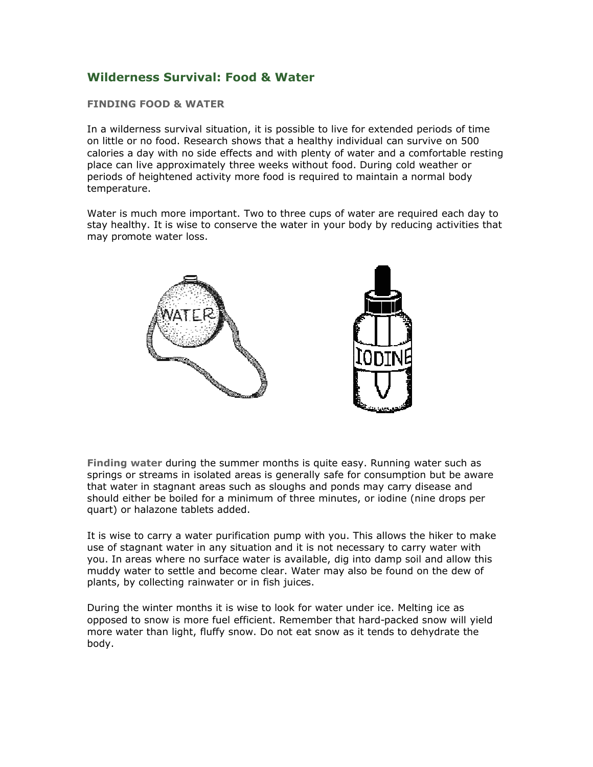## Wilderness Survival: Food & Water

### FINDING FOOD & WATER

In a wilderness survival situation, it is possible to live for extended periods of time on little or no food. Research shows that a healthy individual can survive on 500 calories a day with no side effects and with plenty of water and a comfortable resting place can live approximately three weeks without food. During cold weather or periods of heightened activity more food is required to maintain a normal body temperature.

Water is much more important. Two to three cups of water are required each day to stay healthy. It is wise to conserve the water in your body by reducing activities that may promote water loss.

**Finding water** during the summer months is quite easy. Running water such as springs or streams in isolated areas is generally safe for consumption but be aware that water in stagnant areas such as sloughs and ponds may carry disease and should either be boiled for a minimum of three minutes, or iodine (nine drops per quart) or halazone tablets added.

It is wise to carry a water purification pump with you. This allows the hiker to make use of stagnant water in any situation and it is not necessary to carry water with you. In areas where no surface water is available, dig into damp soil and allow this muddy water to settle and become clear. Water may also be found on the dew of plants, by collecting rainwater or in fish juices.

During the winter months it is wise to look for water under ice. Melting ice as opposed to snow is more fuel efficient. Remember that hard-packed snow will yield more water than light, fluffy snow. Do not eat snow as it tends to dehydrate the body.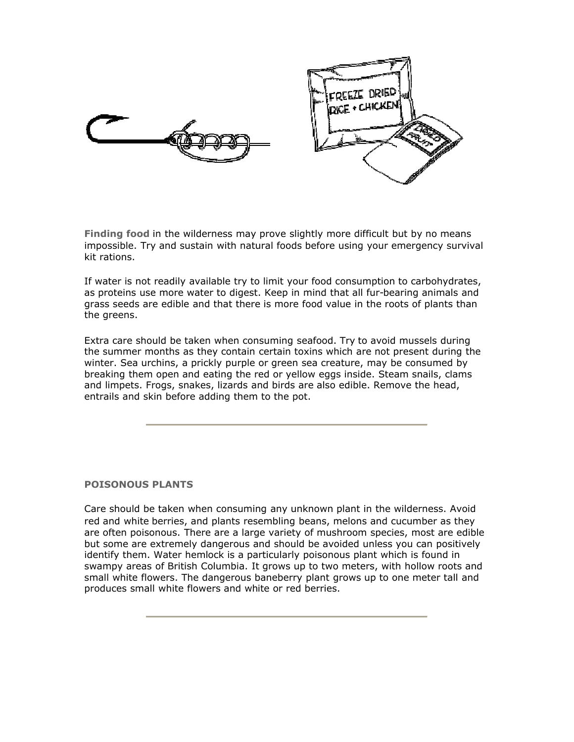**Finding food** in the wilderness may prove slightly more difficult but by no means impossible. Try and sustain with natural foods before using your emergency survival kit rations.

If water is not readily available try to limit your food consumption to carbohydrates, as proteins use more water to digest. Keep in mind that all fur-bearing animals and grass seeds are edible and that there is more food value in the roots of plants than the greens.

Extra care should be taken when consuming seafood. Try to avoid mussels during the summer months as they contain certain toxins which are not present during the winter. Sea urchins, a prickly purple or green sea creature, may be consumed by breaking them open and eating the red or yellow eggs inside. Steam snails, clams and limpets. Frogs, snakes, lizards and birds are also edible. Remove the head, entrails and skin before adding them to the pot.

---

**POISONOUS PLANTS**

Care should be taken when consuming any unknown plant in the wilderness. Avoid red and white berries, and plants resembling beans, melons and cucumber as they are often poisonous. There are a large variety of mushroom species, most are edible but some are extremely dangerous and should be avoided unless you can positively identify them. Water hemlock is a particularly poisonous plant which is found in swampy areas of British Columbia. It grows up to two meters, with hollow roots and small white flowers. The dangerous baneberry plant grows up to one meter tall and produces small white flowers and white or red berries.

---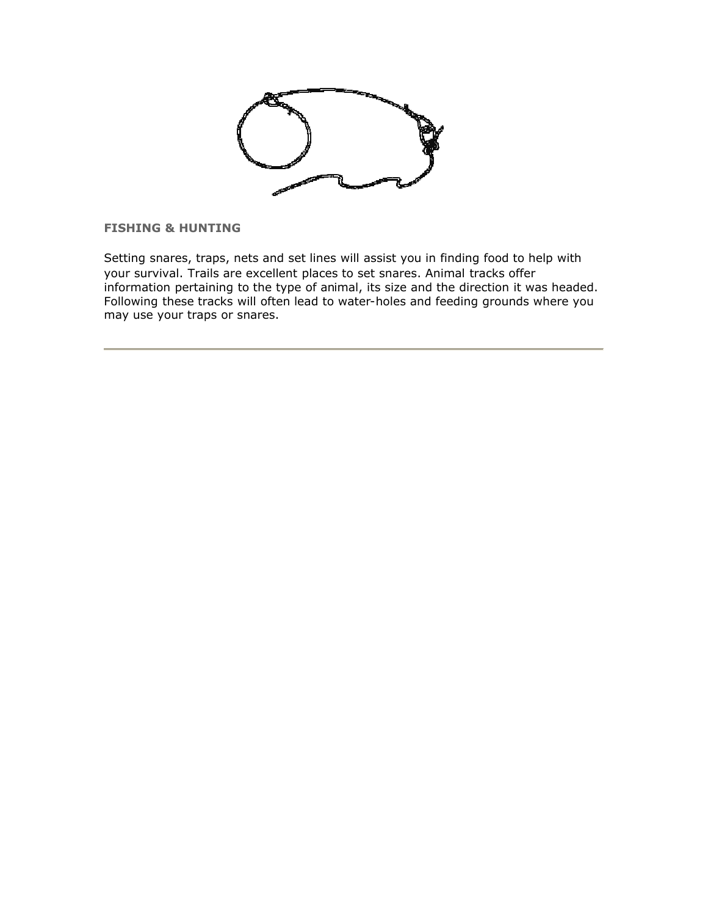**FISHING & HUNTING**

Setting snares, traps, nets and set lines will assist you in finding food to help with your survival. Trails are excellent places to set snares. Animal tracks offer information pertaining to the type of animal, its size and the direction it was headed. Following these tracks will often lead to water-holes and feeding grounds where you may use your traps or snares.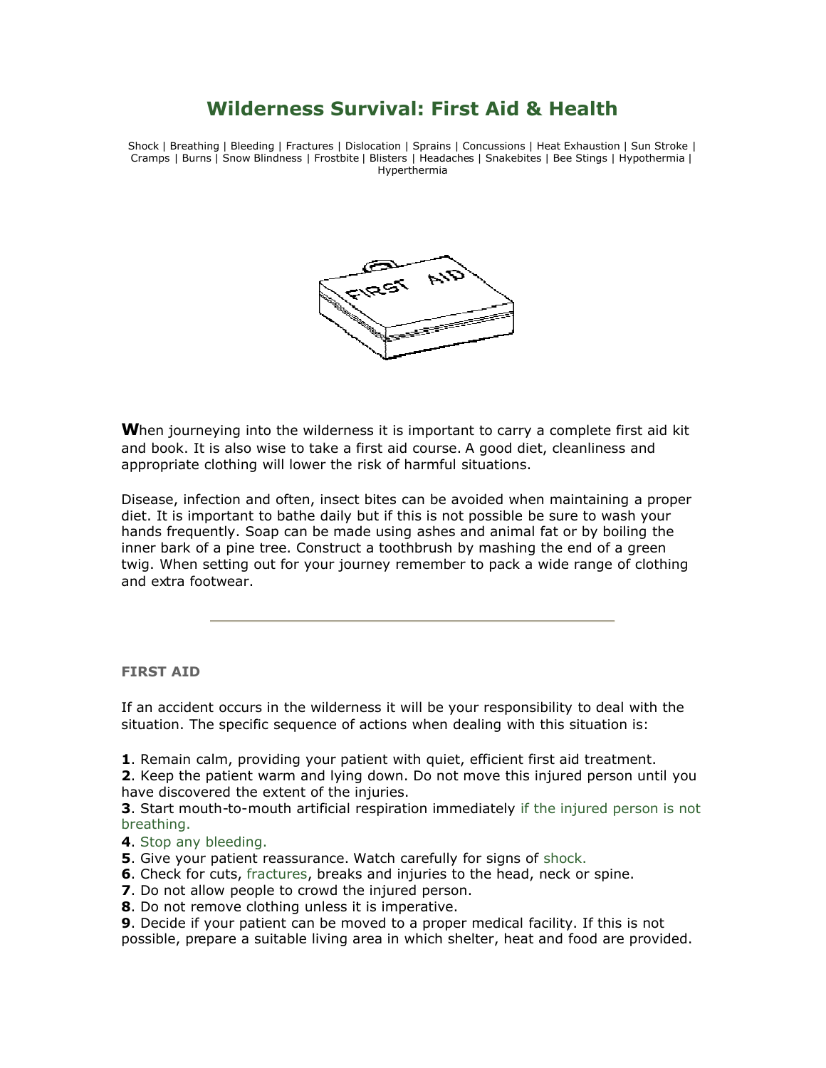# Wilderness Survival: First Aid & Health

Shock | Breathing | Bleeding | Fractures | Dislocation | Sprains | Concussions | Heat Exhaustion | Sun Stroke | Cramps | Burns | Snow Blindness | Frostbite | Blisters | Headaches | Snakebites | Bee Stings | Hypothermia | Hyperthermia

**W**hen journeying into the wilderness it is important to carry a complete first aid kit and book. It is also wise to take a first aid course. A good diet, cleanliness and appropriate clothing will lower the risk of harmful situations.

Disease, infection and often, insect bites can be avoided when maintaining a proper diet. It is important to bathe daily but if this is not possible be sure to wash your hands frequently. Soap can be made using ashes and animal fat or by boiling the inner bark of a pine tree. Construct a toothbrush by mashing the end of a green twig. When setting out for your journey remember to pack a wide range of clothing and extra footwear.

---

**FIRST AID**

If an accident occurs in the wilderness it will be your responsibility to deal with the situation. The specific sequence of actions when dealing with this situation is:

**1**. Remain calm, providing your patient with quiet, efficient first aid treatment.
**2**. Keep the patient warm and lying down. Do not move this injured person until you have discovered the extent of the injuries.
**3**. Start mouth-to-mouth artificial respiration immediately if the injured person is not breathing.
**4**. Stop any bleeding.
**5**. Give your patient reassurance. Watch carefully for signs of shock.
**6**. Check for cuts, fractures, breaks and injuries to the head, neck or spine.
**7**. Do not allow people to crowd the injured person.
**8**. Do not remove clothing unless it is imperative.
**9**. Decide if your patient can be moved to a proper medical facility. If this is not possible, prepare a suitable living area in which shelter, heat and food are provided.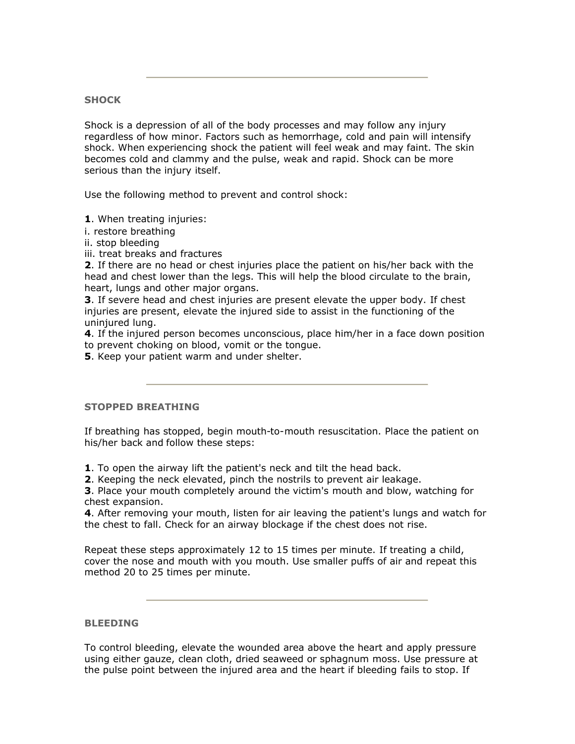---

**SHOCK**

Shock is a depression of all of the body processes and may follow any injury regardless of how minor. Factors such as hemorrhage, cold and pain will intensify shock. When experiencing shock the patient will feel weak and may faint. The skin becomes cold and clammy and the pulse, weak and rapid. Shock can be more serious than the injury itself.

Use the following method to prevent and control shock:

**1**. When treating injuries:
i. restore breathing
ii. stop bleeding
iii. treat breaks and fractures
**2**. If there are no head or chest injuries place the patient on his/her back with the head and chest lower than the legs. This will help the blood circulate to the brain, heart, lungs and other major organs.
**3**. If severe head and chest injuries are present elevate the upper body. If chest injuries are present, elevate the injured side to assist in the functioning of the uninjured lung.
**4**. If the injured person becomes unconscious, place him/her in a face down position to prevent choking on blood, vomit or the tongue.
**5**. Keep your patient warm and under shelter.

---

**STOPPED BREATHING**

If breathing has stopped, begin mouth-to-mouth resuscitation. Place the patient on his/her back and follow these steps:

**1**. To open the airway lift the patient's neck and tilt the head back.
**2**. Keeping the neck elevated, pinch the nostrils to prevent air leakage.
**3**. Place your mouth completely around the victim's mouth and blow, watching for chest expansion.
**4**. After removing your mouth, listen for air leaving the patient's lungs and watch for the chest to fall. Check for an airway blockage if the chest does not rise.

Repeat these steps approximately 12 to 15 times per minute. If treating a child, cover the nose and mouth with you mouth. Use smaller puffs of air and repeat this method 20 to 25 times per minute.

---

**BLEEDING**

To control bleeding, elevate the wounded area above the heart and apply pressure using either gauze, clean cloth, dried seaweed or sphagnum moss. Use pressure at the pulse point between the injured area and the heart if bleeding fails to stop. If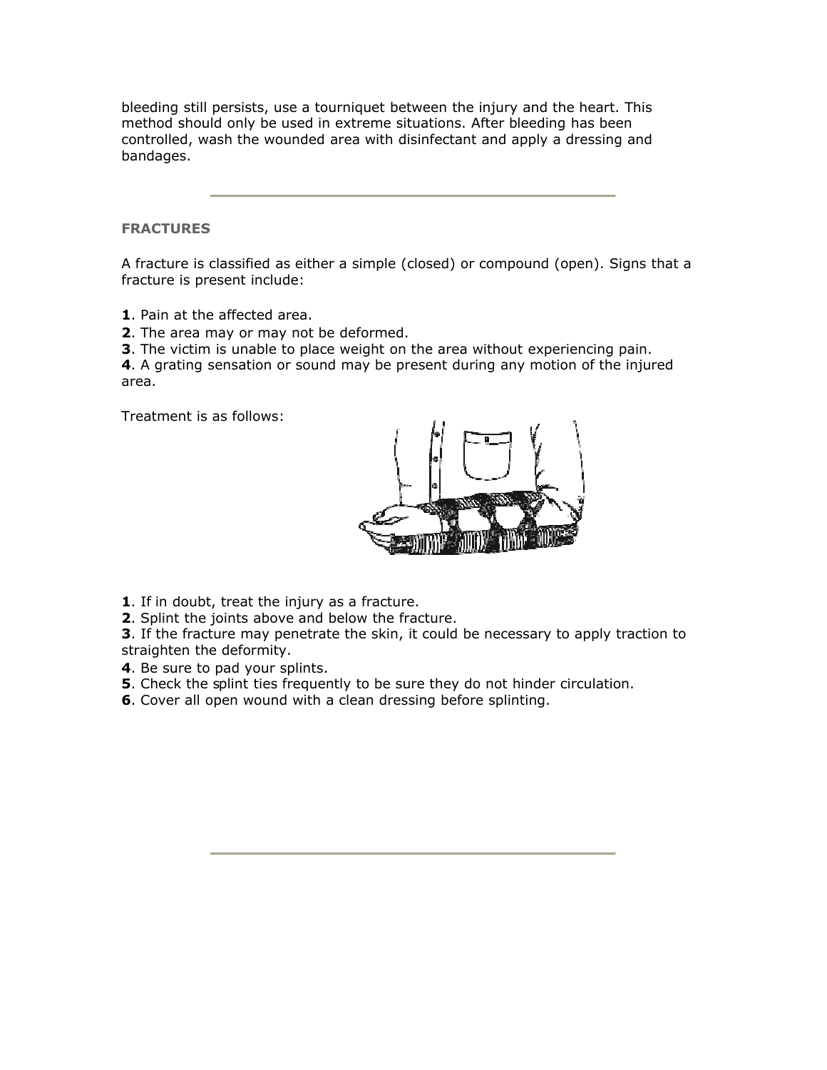bleeding still persists, use a tourniquet between the injury and the heart. This method should only be used in extreme situations. After bleeding has been controlled, wash the wounded area with disinfectant and apply a dressing and bandages.

---

**FRACTURES**

A fracture is classified as either a simple (closed) or compound (open). Signs that a fracture is present include:

**1**. Pain at the affected area.
**2**. The area may or may not be deformed.
**3**. The victim is unable to place weight on the area without experiencing pain.
**4**. A grating sensation or sound may be present during any motion of the injured area.

Treatment is as follows:

**1**. If in doubt, treat the injury as a fracture.
**2**. Splint the joints above and below the fracture.
**3**. If the fracture may penetrate the skin, it could be necessary to apply traction to straighten the deformity.
**4**. Be sure to pad your splints.
**5**. Check the splint ties frequently to be sure they do not hinder circulation.
**6**. Cover all open wound with a clean dressing before splinting.

---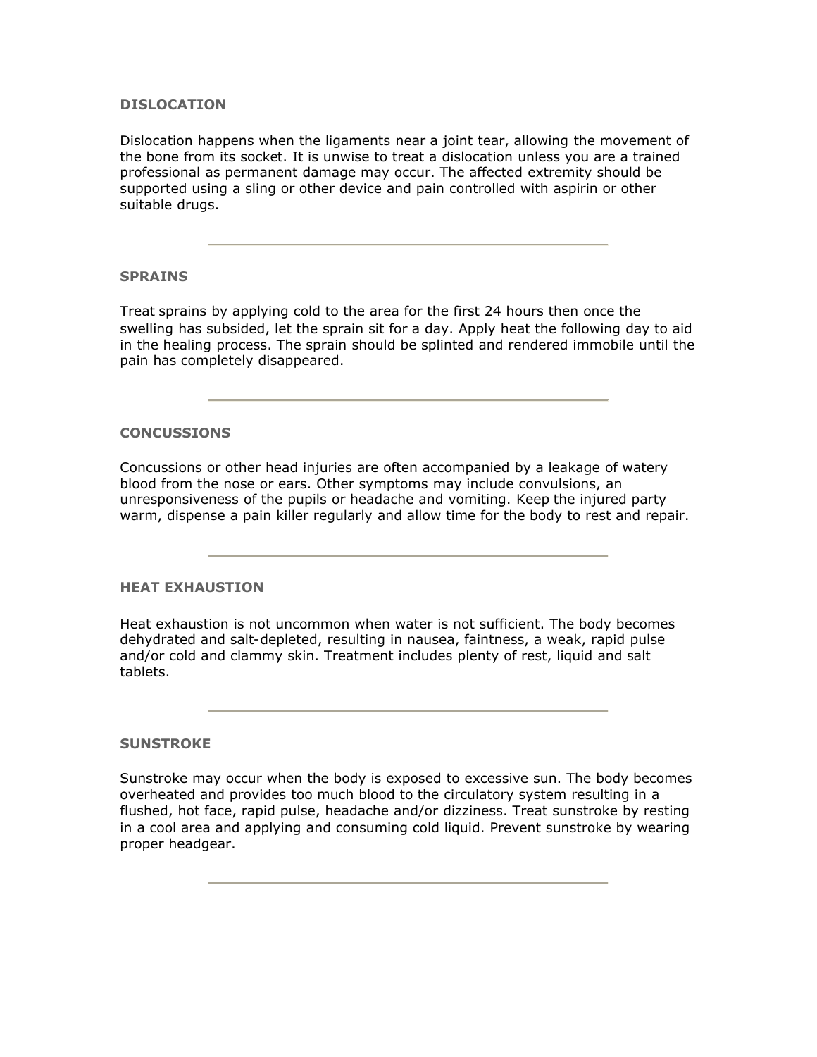## DISLOCATION

Dislocation happens when the ligaments near a joint tear, allowing the movement of the bone from its socket. It is unwise to treat a dislocation unless you are a trained professional as permanent damage may occur. The affected extremity should be supported using a sling or other device and pain controlled with aspirin or other suitable drugs.

---

## SPRAINS

Treat sprains by applying cold to the area for the first 24 hours then once the swelling has subsided, let the sprain sit for a day. Apply heat the following day to aid in the healing process. The sprain should be splinted and rendered immobile until the pain has completely disappeared.

---

## CONCUSSIONS

Concussions or other head injuries are often accompanied by a leakage of watery blood from the nose or ears. Other symptoms may include convulsions, an unresponsiveness of the pupils or headache and vomiting. Keep the injured party warm, dispense a pain killer regularly and allow time for the body to rest and repair.

---

## HEAT EXHAUSTION

Heat exhaustion is not uncommon when water is not sufficient. The body becomes dehydrated and salt-depleted, resulting in nausea, faintness, a weak, rapid pulse and/or cold and clammy skin. Treatment includes plenty of rest, liquid and salt tablets.

---

## SUNSTROKE

Sunstroke may occur when the body is exposed to excessive sun. The body becomes overheated and provides too much blood to the circulatory system resulting in a flushed, hot face, rapid pulse, headache and/or dizziness. Treat sunstroke by resting in a cool area and applying and consuming cold liquid. Prevent sunstroke by wearing proper headgear.

---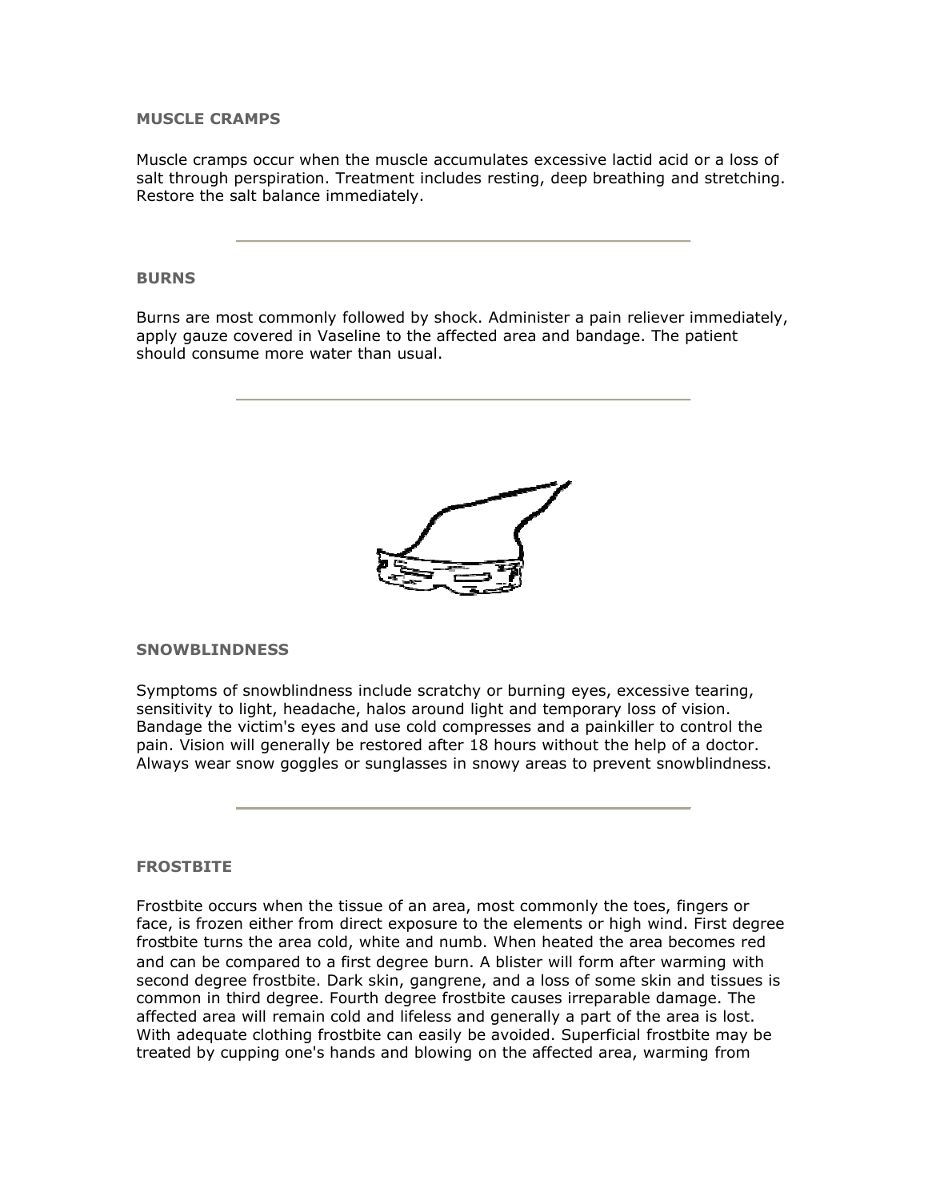### MUSCLE CRAMPS

Muscle cramps occur when the muscle accumulates excessive lactid acid or a loss of salt through perspiration. Treatment includes resting, deep breathing and stretching. Restore the salt balance immediately.

---

### BURNS

Burns are most commonly followed by shock. Administer a pain reliever immediately, apply gauze covered in Vaseline to the affected area and bandage. The patient should consume more water than usual.

---

### SNOWBLINDNESS

Symptoms of snowblindness include scratchy or burning eyes, excessive tearing, sensitivity to light, headache, halos around light and temporary loss of vision. Bandage the victim's eyes and use cold compresses and a painkiller to control the pain. Vision will generally be restored after 18 hours without the help of a doctor. Always wear snow goggles or sunglasses in snowy areas to prevent snowblindness.

---

### FROSTBITE

Frostbite occurs when the tissue of an area, most commonly the toes, fingers or face, is frozen either from direct exposure to the elements or high wind. First degree frostbite turns the area cold, white and numb. When heated the area becomes red and can be compared to a first degree burn. A blister will form after warming with second degree frostbite. Dark skin, gangrene, and a loss of some skin and tissues is common in third degree. Fourth degree frostbite causes irreparable damage. The affected area will remain cold and lifeless and generally a part of the area is lost. With adequate clothing frostbite can easily be avoided. Superficial frostbite may be treated by cupping one's hands and blowing on the affected area, warming from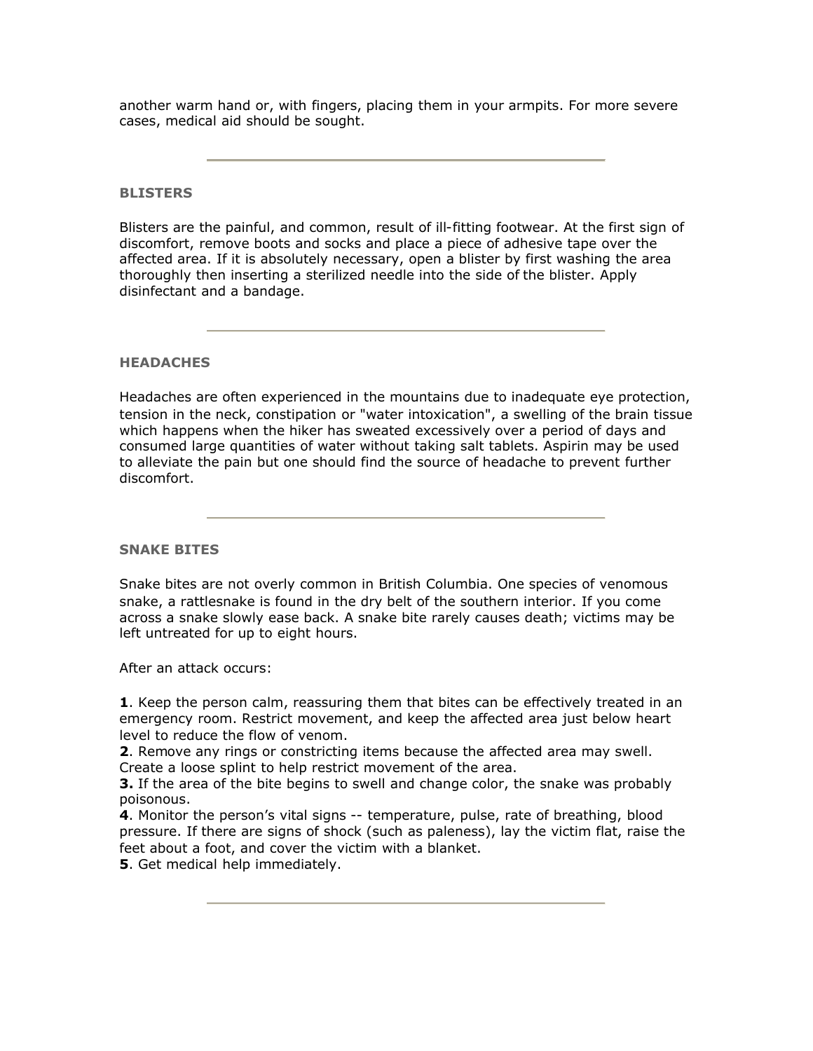another warm hand or, with fingers, placing them in your armpits. For more severe cases, medical aid should be sought.

---

### BLISTERS

Blisters are the painful, and common, result of ill-fitting footwear. At the first sign of discomfort, remove boots and socks and place a piece of adhesive tape over the affected area. If it is absolutely necessary, open a blister by first washing the area thoroughly then inserting a sterilized needle into the side of the blister. Apply disinfectant and a bandage.

---

### HEADACHES

Headaches are often experienced in the mountains due to inadequate eye protection, tension in the neck, constipation or "water intoxication", a swelling of the brain tissue which happens when the hiker has sweated excessively over a period of days and consumed large quantities of water without taking salt tablets. Aspirin may be used to alleviate the pain but one should find the source of headache to prevent further discomfort.

---

### SNAKE BITES

Snake bites are not overly common in British Columbia. One species of venomous snake, a rattlesnake is found in the dry belt of the southern interior. If you come across a snake slowly ease back. A snake bite rarely causes death; victims may be left untreated for up to eight hours.

After an attack occurs:

**1**. Keep the person calm, reassuring them that bites can be effectively treated in an emergency room. Restrict movement, and keep the affected area just below heart level to reduce the flow of venom.
**2**. Remove any rings or constricting items because the affected area may swell. Create a loose splint to help restrict movement of the area.
**3.** If the area of the bite begins to swell and change color, the snake was probably poisonous.
**4**. Monitor the person's vital signs -- temperature, pulse, rate of breathing, blood pressure. If there are signs of shock (such as paleness), lay the victim flat, raise the feet about a foot, and cover the victim with a blanket.
**5**. Get medical help immediately.

---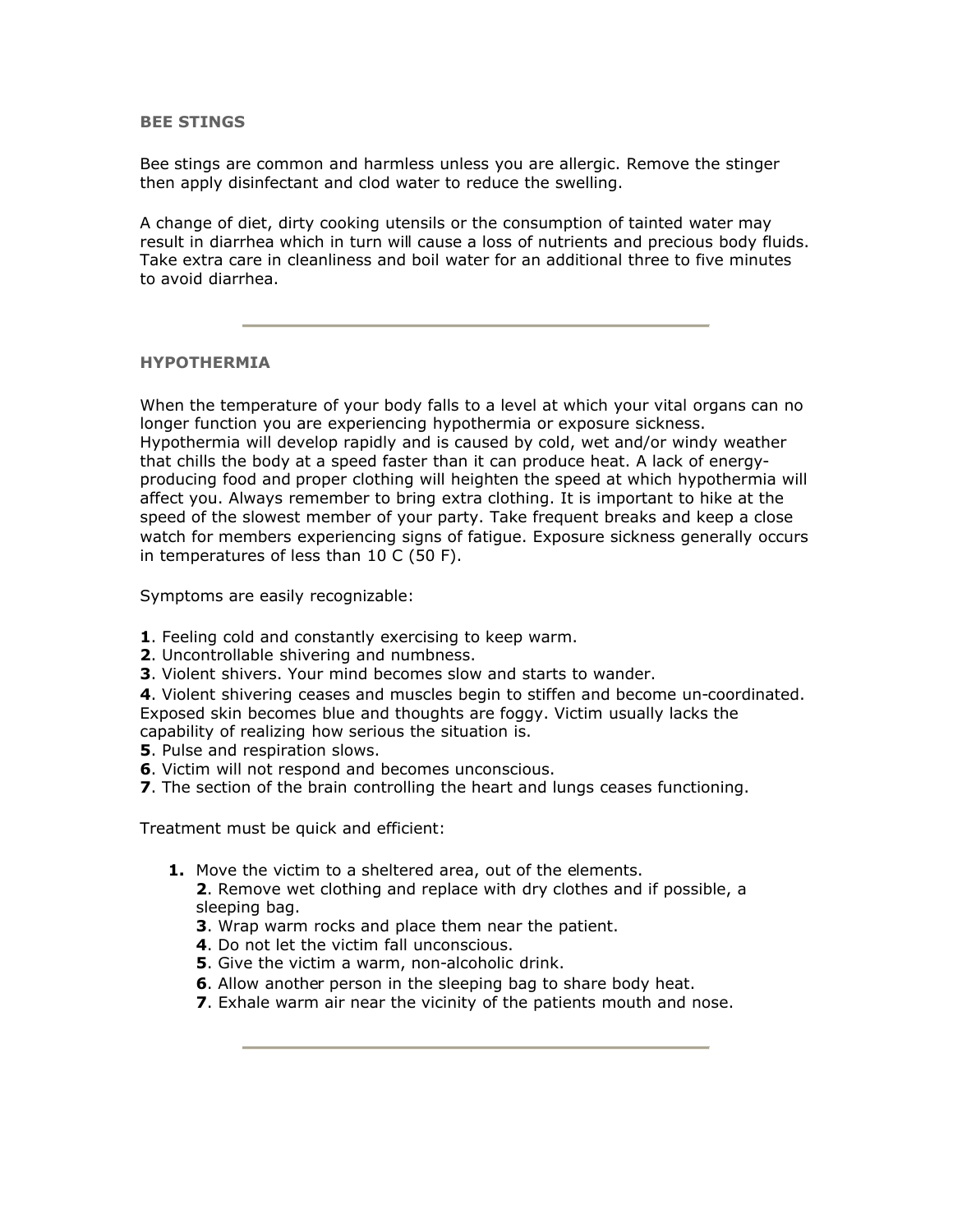## BEE STINGS

Bee stings are common and harmless unless you are allergic. Remove the stinger then apply disinfectant and clod water to reduce the swelling.

A change of diet, dirty cooking utensils or the consumption of tainted water may result in diarrhea which in turn will cause a loss of nutrients and precious body fluids. Take extra care in cleanliness and boil water for an additional three to five minutes to avoid diarrhea.

---

## HYPOTHERMIA

When the temperature of your body falls to a level at which your vital organs can no longer function you are experiencing hypothermia or exposure sickness. Hypothermia will develop rapidly and is caused by cold, wet and/or windy weather that chills the body at a speed faster than it can produce heat. A lack of energy-producing food and proper clothing will heighten the speed at which hypothermia will affect you. Always remember to bring extra clothing. It is important to hike at the speed of the slowest member of your party. Take frequent breaks and keep a close watch for members experiencing signs of fatigue. Exposure sickness generally occurs in temperatures of less than 10 C (50 F).

Symptoms are easily recognizable:

**1**. Feeling cold and constantly exercising to keep warm.
**2**. Uncontrollable shivering and numbness.
**3**. Violent shivers. Your mind becomes slow and starts to wander.
**4**. Violent shivering ceases and muscles begin to stiffen and become un-coordinated. Exposed skin becomes blue and thoughts are foggy. Victim usually lacks the capability of realizing how serious the situation is.
**5**. Pulse and respiration slows.
**6**. Victim will not respond and becomes unconscious.
**7**. The section of the brain controlling the heart and lungs ceases functioning.

Treatment must be quick and efficient:

1. Move the victim to a sheltered area, out of the elements.
2. Remove wet clothing and replace with dry clothes and if possible, a sleeping bag.
3. Wrap warm rocks and place them near the patient.
4. Do not let the victim fall unconscious.
5. Give the victim a warm, non-alcoholic drink.
6. Allow another person in the sleeping bag to share body heat.
7. Exhale warm air near the vicinity of the patients mouth and nose.

---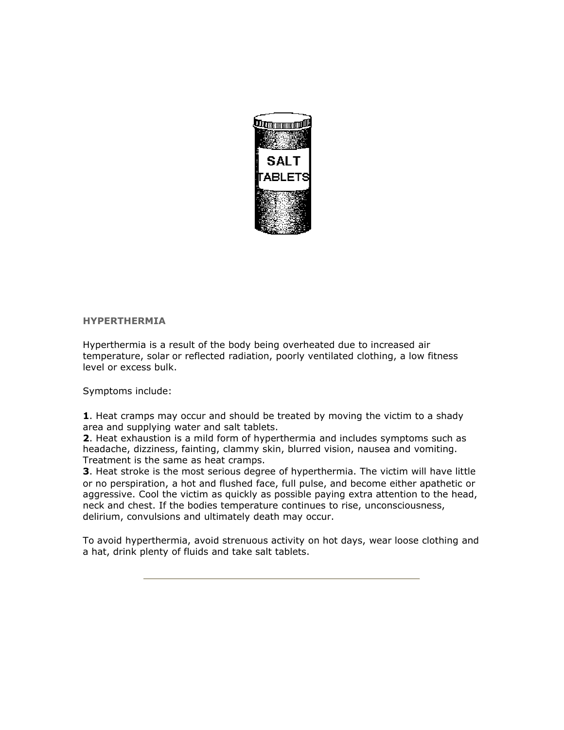**HYPERTHERMIA**

Hyperthermia is a result of the body being overheated due to increased air temperature, solar or reflected radiation, poorly ventilated clothing, a low fitness level or excess bulk.

Symptoms include:

**1**. Heat cramps may occur and should be treated by moving the victim to a shady area and supplying water and salt tablets.
**2**. Heat exhaustion is a mild form of hyperthermia and includes symptoms such as headache, dizziness, fainting, clammy skin, blurred vision, nausea and vomiting. Treatment is the same as heat cramps.
**3**. Heat stroke is the most serious degree of hyperthermia. The victim will have little or no perspiration, a hot and flushed face, full pulse, and become either apathetic or aggressive. Cool the victim as quickly as possible paying extra attention to the head, neck and chest. If the bodies temperature continues to rise, unconsciousness, delirium, convulsions and ultimately death may occur.

To avoid hyperthermia, avoid strenuous activity on hot days, wear loose clothing and a hat, drink plenty of fluids and take salt tablets.

---